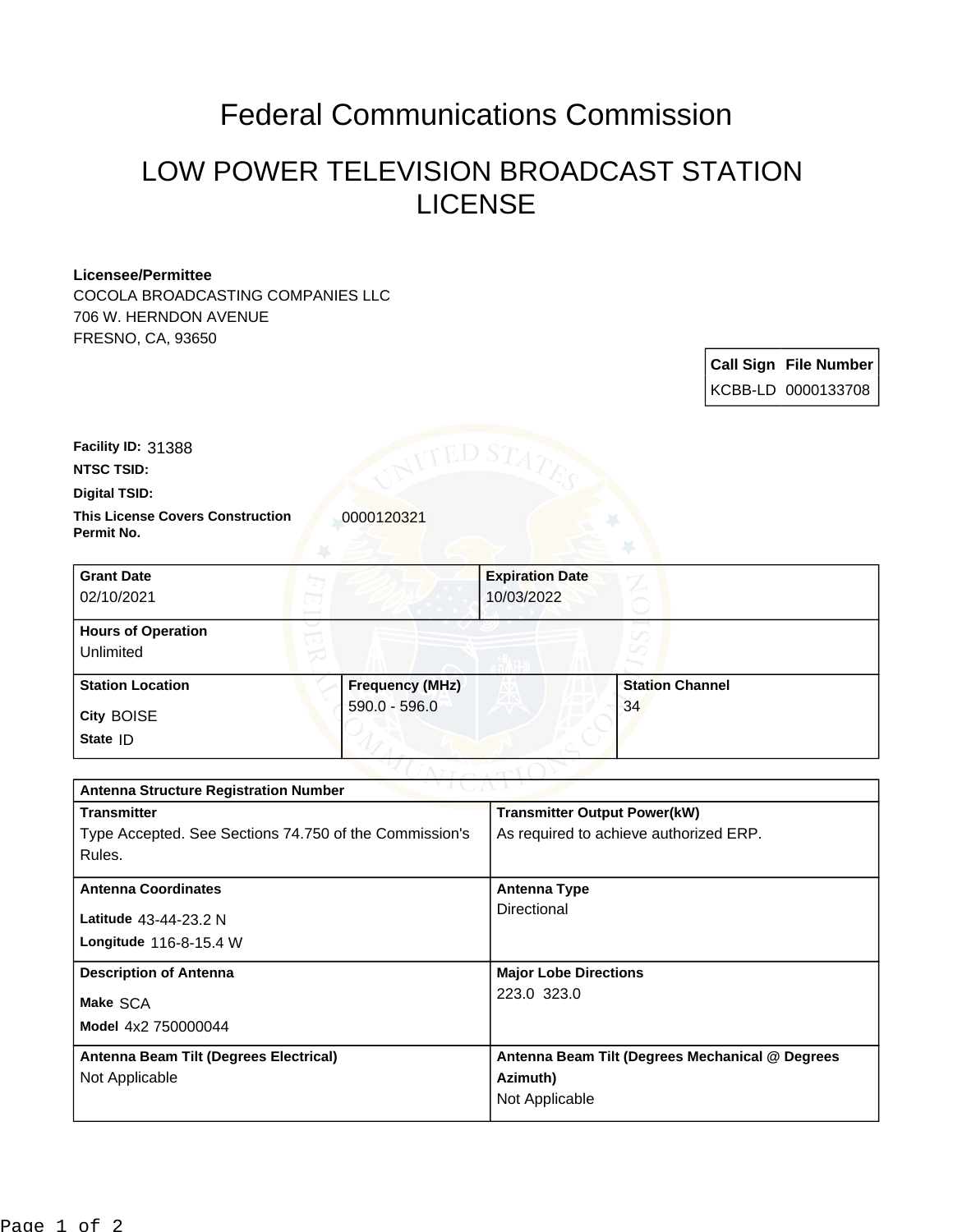# Federal Communications Commission

## LOW POWER TELEVISION BROADCAST STATION LICENSE

**Licensee/Permittee**
COCOLA BROADCASTING COMPANIES LLC
706 W. HERNDON AVENUE
FRESNO, CA, 93650

| Call Sign | File Number |
|---|---|
| KCBB-LD | 0000133708 |

**Facility ID:** 31388
**NTSC TSID:**
**Digital TSID:**
**This License Covers Construction Permit No.** 0000120321

| Grant Date | Expiration Date |
|---|---|
| 02/10/2021 | 10/03/2022 |

**Hours of Operation**
Unlimited

| Station Location | Frequency (MHz) | Station Channel |
|---|---|---|
| City BOISE<br>State ID | 590.0 - 596.0 | 34 |

**Antenna Structure Registration Number**

| Transmitter | Transmitter Output Power(kW) |
|---|---|
| Type Accepted. See Sections 74.750 of the Commission's Rules. | As required to achieve authorized ERP. |

| Antenna Coordinates | Antenna Type |
|---|---|
| Latitude 43-44-23.2 N<br>Longitude 116-8-15.4 W | Directional |

| Description of Antenna | Major Lobe Directions |
|---|---|
| Make SCA<br>Model 4x2 750000044 | 223.0 323.0 |

| Antenna Beam Tilt (Degrees Electrical) | Antenna Beam Tilt (Degrees Mechanical @ Degrees Azimuth) |
|---|---|
| Not Applicable | Not Applicable |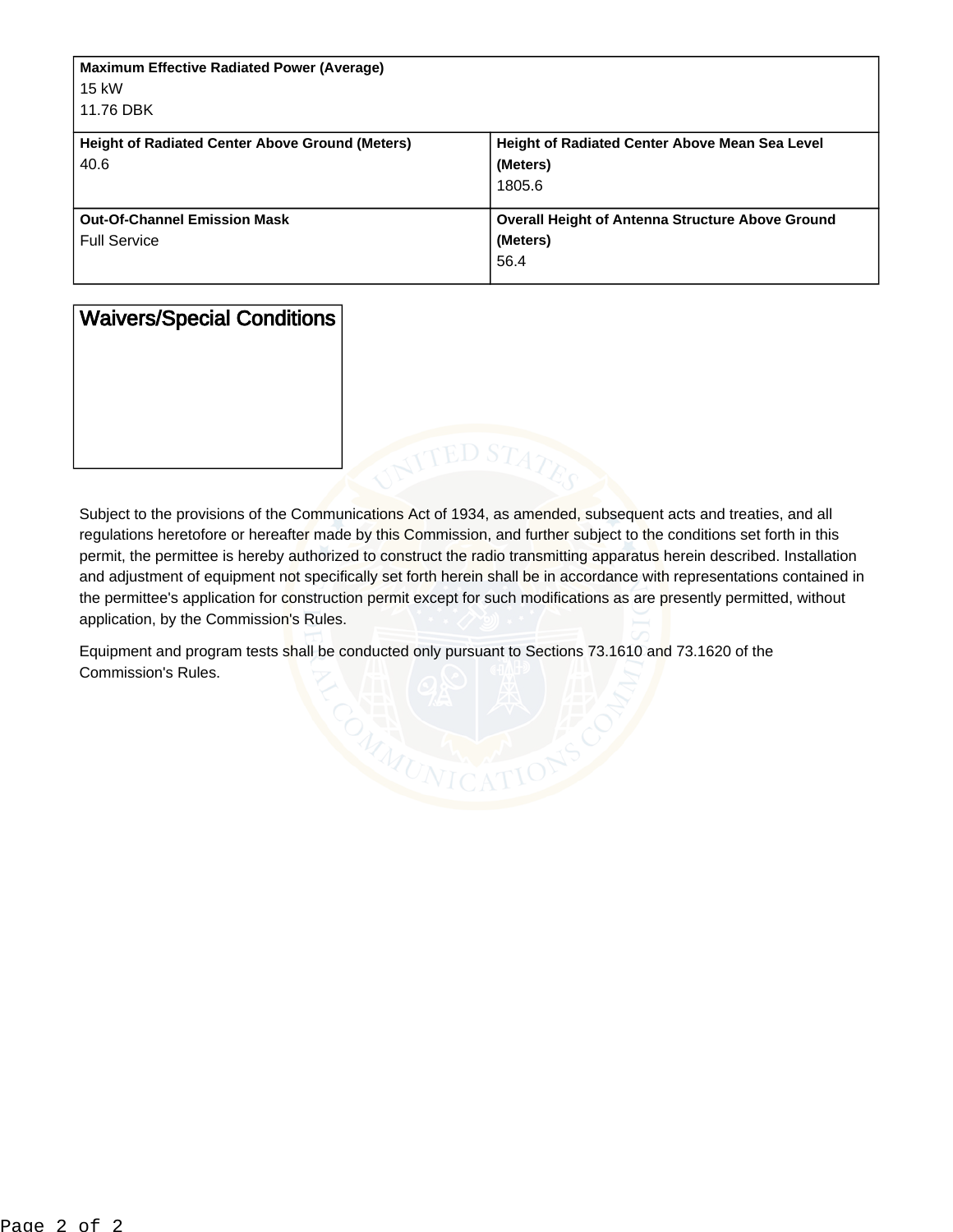| | |
|---|---|
| **Maximum Effective Radiated Power (Average)**<br>15 kW<br>11.76 DBK | |
| **Height of Radiated Center Above Ground (Meters)**<br>40.6 | **Height of Radiated Center Above Mean Sea Level (Meters)**<br>1805.6 |
| **Out-Of-Channel Emission Mask**<br>Full Service | **Overall Height of Antenna Structure Above Ground (Meters)**<br>56.4 |

## Waivers/Special Conditions

Subject to the provisions of the Communications Act of 1934, as amended, subsequent acts and treaties, and all regulations heretofore or hereafter made by this Commission, and further subject to the conditions set forth in this permit, the permittee is hereby authorized to construct the radio transmitting apparatus herein described. Installation and adjustment of equipment not specifically set forth herein shall be in accordance with representations contained in the permittee's application for construction permit except for such modifications as are presently permitted, without application, by the Commission's Rules.

Equipment and program tests shall be conducted only pursuant to Sections 73.1610 and 73.1620 of the Commission's Rules.